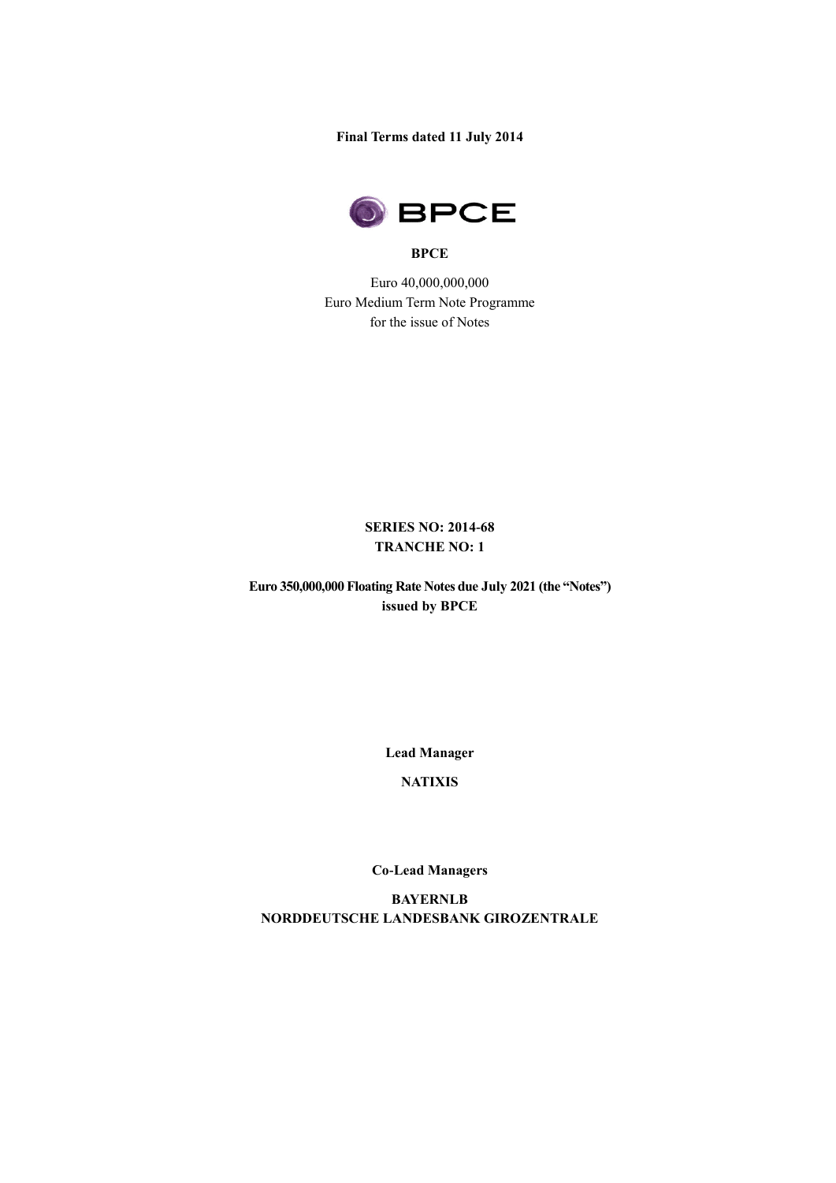**Final Terms dated 11 July 2014**

**BPCE**

Euro 40,000,000,000
Euro Medium Term Note Programme
for the issue of Notes

**SERIES NO: 2014-68**
**TRANCHE NO: 1**

**Euro 350,000,000 Floating Rate Notes due July 2021 (the "Notes")**
**issued by BPCE**

**Lead Manager**

**NATIXIS**

**Co-Lead Managers**

**BAYERNLB**
**NORDDEUTSCHE LANDESBANK GIROZENTRALE**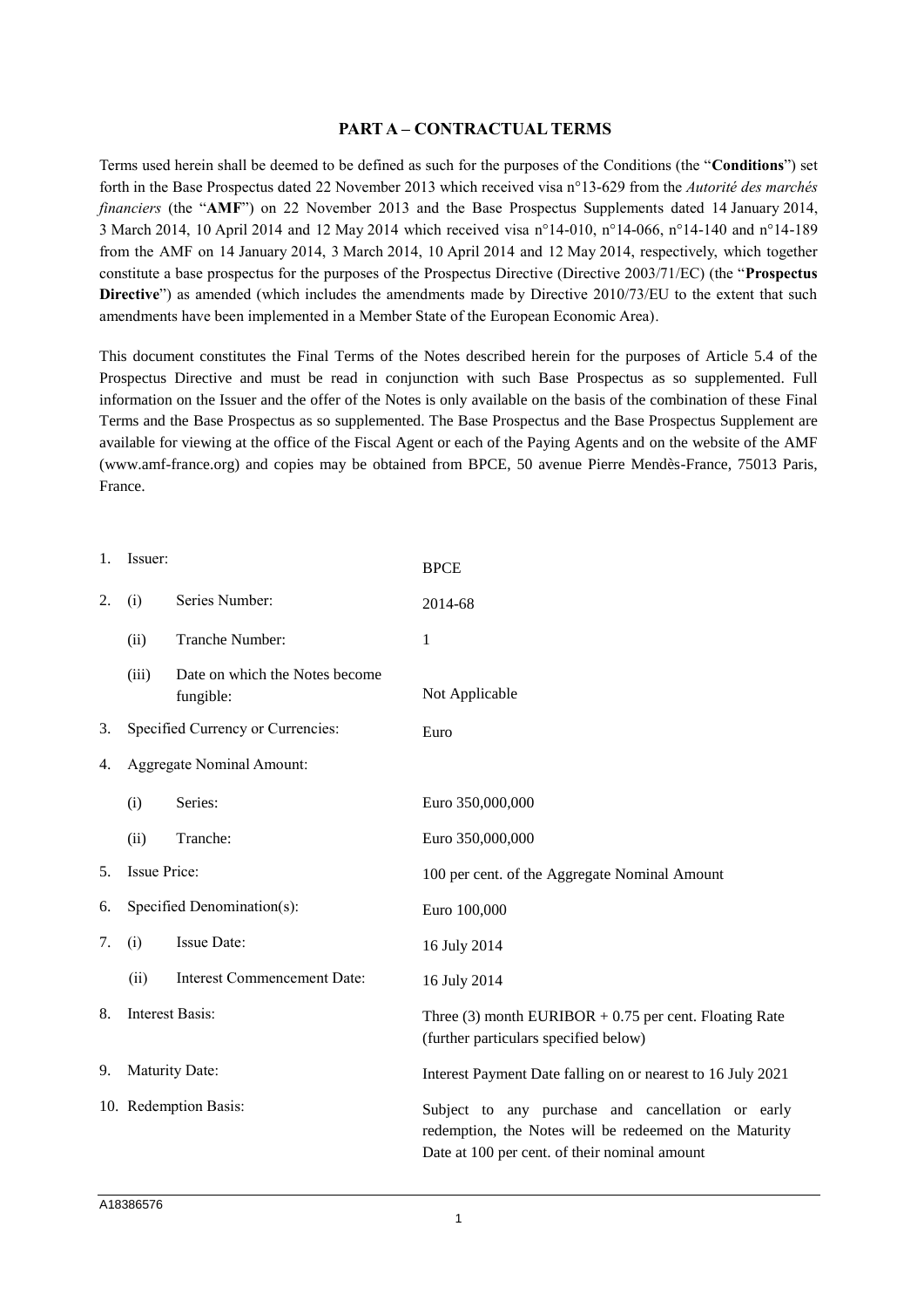## PART A – CONTRACTUAL TERMS

Terms used herein shall be deemed to be defined as such for the purposes of the Conditions (the "**Conditions**") set forth in the Base Prospectus dated 22 November 2013 which received visa n°13-629 from the *Autorité des marchés financiers* (the "**AMF**") on 22 November 2013 and the Base Prospectus Supplements dated 14 January 2014, 3 March 2014, 10 April 2014 and 12 May 2014 which received visa n°14-010, n°14-066, n°14-140 and n°14-189 from the AMF on 14 January 2014, 3 March 2014, 10 April 2014 and 12 May 2014, respectively, which together constitute a base prospectus for the purposes of the Prospectus Directive (Directive 2003/71/EC) (the "**Prospectus Directive**") as amended (which includes the amendments made by Directive 2010/73/EU to the extent that such amendments have been implemented in a Member State of the European Economic Area).

This document constitutes the Final Terms of the Notes described herein for the purposes of Article 5.4 of the Prospectus Directive and must be read in conjunction with such Base Prospectus as so supplemented. Full information on the Issuer and the offer of the Notes is only available on the basis of the combination of these Final Terms and the Base Prospectus as so supplemented. The Base Prospectus and the Base Prospectus Supplement are available for viewing at the office of the Fiscal Agent or each of the Paying Agents and on the website of the AMF (www.amf-france.org) and copies may be obtained from BPCE, 50 avenue Pierre Mendès-France, 75013 Paris, France.

| | | | |
|---|---|---|---|
| 1. | Issuer: | | BPCE |
| 2. | (i) | Series Number: | 2014-68 |
| | (ii) | Tranche Number: | 1 |
| | (iii) | Date on which the Notes become fungible: | Not Applicable |
| 3. | Specified Currency or Currencies: | | Euro |
| 4. | Aggregate Nominal Amount: | | |
| | (i) | Series: | Euro 350,000,000 |
| | (ii) | Tranche: | Euro 350,000,000 |
| 5. | Issue Price: | | 100 per cent. of the Aggregate Nominal Amount |
| 6. | Specified Denomination(s): | | Euro 100,000 |
| 7. | (i) | Issue Date: | 16 July 2014 |
| | (ii) | Interest Commencement Date: | 16 July 2014 |
| 8. | Interest Basis: | | Three (3) month EURIBOR + 0.75 per cent. Floating Rate (further particulars specified below) |
| 9. | Maturity Date: | | Interest Payment Date falling on or nearest to 16 July 2021 |
| 10. | Redemption Basis: | | Subject to any purchase and cancellation or early redemption, the Notes will be redeemed on the Maturity Date at 100 per cent. of their nominal amount |

A18386576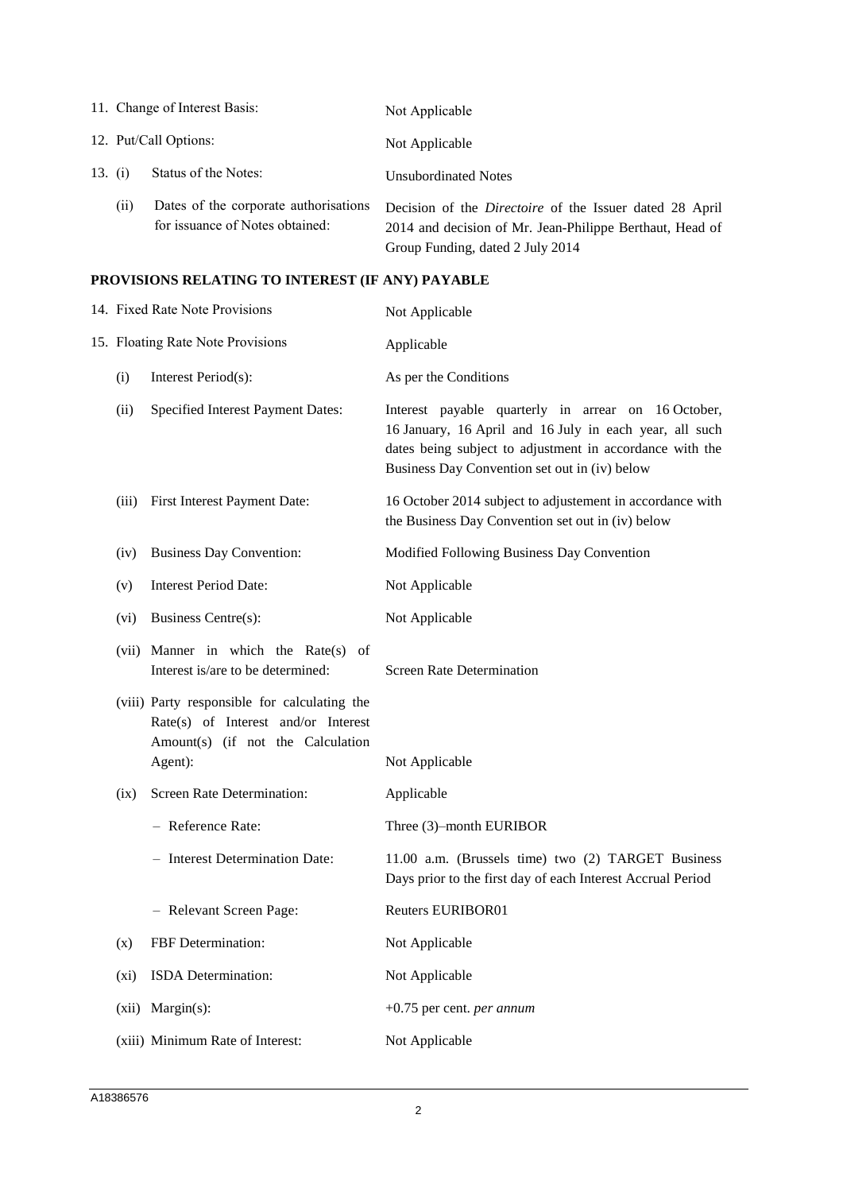| | | |
|---|---|---|
| 11. | Change of Interest Basis: | Not Applicable |
| 12. | Put/Call Options: | Not Applicable |
| 13. (i) | Status of the Notes: | Unsubordinated Notes |
| (ii) | Dates of the corporate authorisations for issuance of Notes obtained: | Decision of the *Directoire* of the Issuer dated 28 April 2014 and decision of Mr. Jean-Philippe Berthaut, Head of Group Funding, dated 2 July 2014 |

**PROVISIONS RELATING TO INTEREST (IF ANY) PAYABLE**

| | | |
|---|---|---|
| 14. | Fixed Rate Note Provisions | Not Applicable |
| 15. | Floating Rate Note Provisions | Applicable |
| (i) | Interest Period(s): | As per the Conditions |
| (ii) | Specified Interest Payment Dates: | Interest payable quarterly in arrear on 16 October, 16 January, 16 April and 16 July in each year, all such dates being subject to adjustment in accordance with the Business Day Convention set out in (iv) below |
| (iii) | First Interest Payment Date: | 16 October 2014 subject to adjustement in accordance with the Business Day Convention set out in (iv) below |
| (iv) | Business Day Convention: | Modified Following Business Day Convention |
| (v) | Interest Period Date: | Not Applicable |
| (vi) | Business Centre(s): | Not Applicable |
| (vii) | Manner in which the Rate(s) of Interest is/are to be determined: | Screen Rate Determination |
| (viii) | Party responsible for calculating the Rate(s) of Interest and/or Interest Amount(s) (if not the Calculation Agent): | Not Applicable |
| (ix) | Screen Rate Determination: | Applicable |
| | – Reference Rate: | Three (3)–month EURIBOR |
| | – Interest Determination Date: | 11.00 a.m. (Brussels time) two (2) TARGET Business Days prior to the first day of each Interest Accrual Period |
| | – Relevant Screen Page: | Reuters EURIBOR01 |
| (x) | FBF Determination: | Not Applicable |
| (xi) | ISDA Determination: | Not Applicable |
| (xii) | Margin(s): | +0.75 per cent. *per annum* |
| (xiii) | Minimum Rate of Interest: | Not Applicable |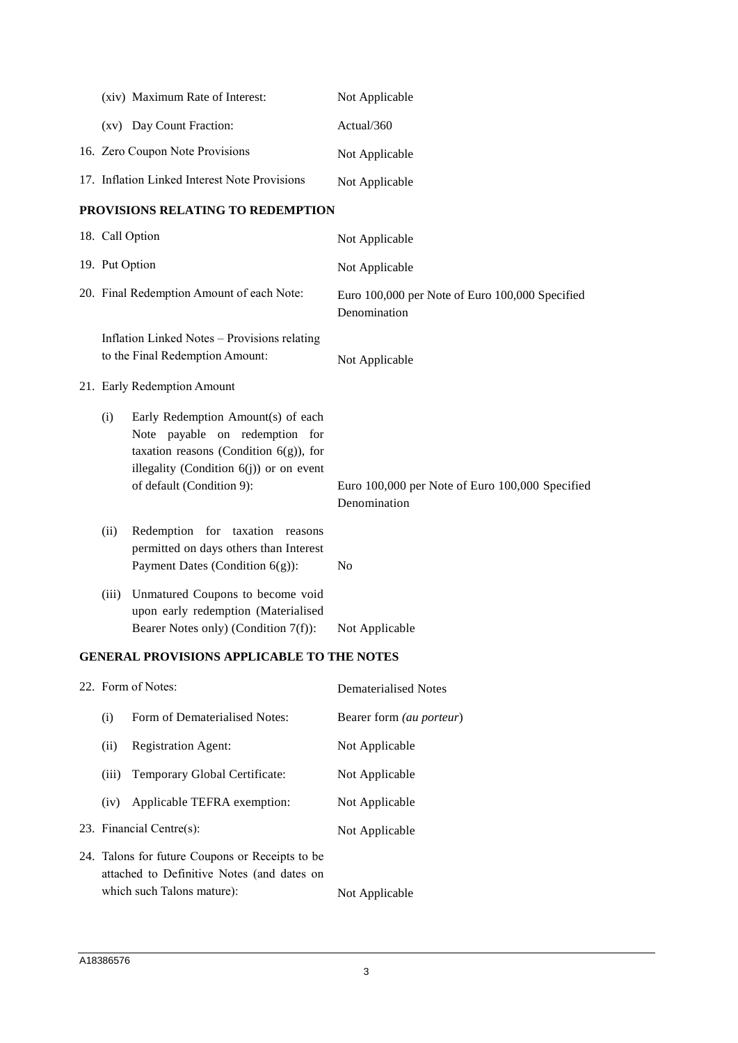| | |
|---|---|
| (xiv) Maximum Rate of Interest: | Not Applicable |
| (xv) Day Count Fraction: | Actual/360 |
| 16. Zero Coupon Note Provisions | Not Applicable |
| 17. Inflation Linked Interest Note Provisions | Not Applicable |

**PROVISIONS RELATING TO REDEMPTION**

| | |
|---|---|
| 18. Call Option | Not Applicable |
| 19. Put Option | Not Applicable |
| 20. Final Redemption Amount of each Note: | Euro 100,000 per Note of Euro 100,000 Specified Denomination |
| Inflation Linked Notes – Provisions relating to the Final Redemption Amount: | Not Applicable |
| 21. Early Redemption Amount | |
| (i) Early Redemption Amount(s) of each Note payable on redemption for taxation reasons (Condition 6(g)), for illegality (Condition 6(j)) or on event of default (Condition 9): | Euro 100,000 per Note of Euro 100,000 Specified Denomination |
| (ii) Redemption for taxation reasons permitted on days others than Interest Payment Dates (Condition 6(g)): | No |
| (iii) Unmatured Coupons to become void upon early redemption (Materialised Bearer Notes only) (Condition 7(f)): | Not Applicable |

**GENERAL PROVISIONS APPLICABLE TO THE NOTES**

| | |
|---|---|
| 22. Form of Notes: | Dematerialised Notes |
| (i) Form of Dematerialised Notes: | Bearer form *(au porteur)* |
| (ii) Registration Agent: | Not Applicable |
| (iii) Temporary Global Certificate: | Not Applicable |
| (iv) Applicable TEFRA exemption: | Not Applicable |
| 23. Financial Centre(s): | Not Applicable |
| 24. Talons for future Coupons or Receipts to be attached to Definitive Notes (and dates on which such Talons mature): | Not Applicable |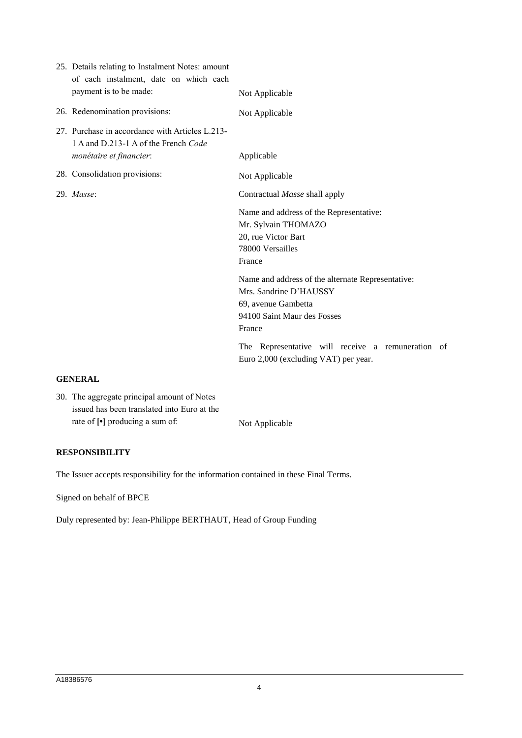| | |
|---|---|
| 25. Details relating to Instalment Notes: amount of each instalment, date on which each payment is to be made: | Not Applicable |
| 26. Redenomination provisions: | Not Applicable |
| 27. Purchase in accordance with Articles L.213-1 A and D.213-1 A of the French *Code monétaire et financier*: | Applicable |
| 28. Consolidation provisions: | Not Applicable |
| 29. *Masse*: | Contractual *Masse* shall apply<br><br>Name and address of the Representative:<br>Mr. Sylvain THOMAZO<br>20, rue Victor Bart<br>78000 Versailles<br>France<br><br>Name and address of the alternate Representative:<br>Mrs. Sandrine D'HAUSSY<br>69, avenue Gambetta<br>94100 Saint Maur des Fosses<br>France<br><br>The Representative will receive a remuneration of Euro 2,000 (excluding VAT) per year. |

**GENERAL**

| | |
|---|---|
| 30. The aggregate principal amount of Notes issued has been translated into Euro at the rate of **[•]** producing a sum of: | Not Applicable |

**RESPONSIBILITY**

The Issuer accepts responsibility for the information contained in these Final Terms.

Signed on behalf of BPCE

Duly represented by: Jean-Philippe BERTHAUT, Head of Group Funding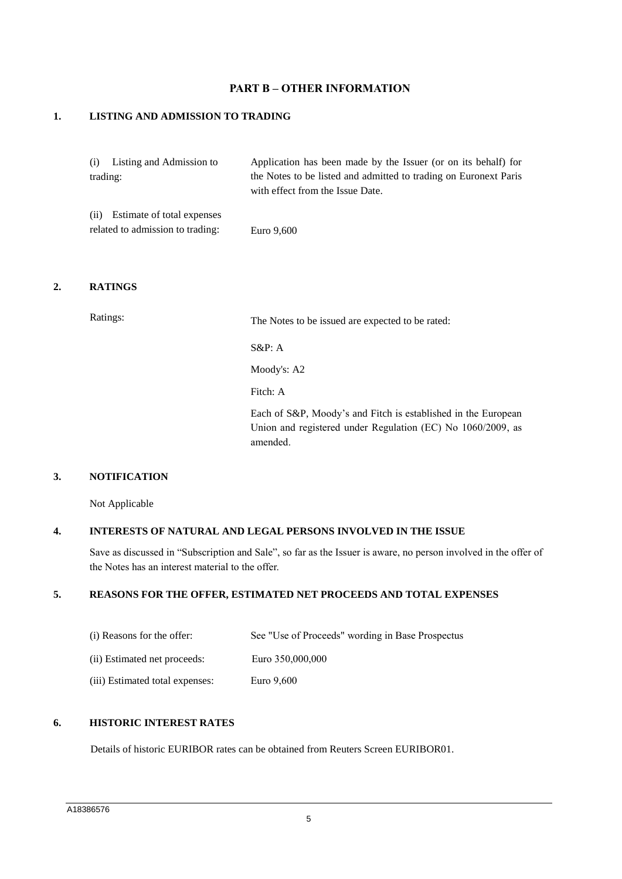# PART B – OTHER INFORMATION

## 1. LISTING AND ADMISSION TO TRADING

| | |
|---|---|
| (i) Listing and Admission to trading: | Application has been made by the Issuer (or on its behalf) for the Notes to be listed and admitted to trading on Euronext Paris with effect from the Issue Date. |
| (ii) Estimate of total expenses related to admission to trading: | Euro 9,600 |

## 2. RATINGS

| | |
|---|---|
| Ratings: | The Notes to be issued are expected to be rated: |
| | S&P: A |
| | Moody's: A2 |
| | Fitch: A |
| | Each of S&P, Moody's and Fitch is established in the European Union and registered under Regulation (EC) No 1060/2009, as amended. |

## 3. NOTIFICATION

Not Applicable

## 4. INTERESTS OF NATURAL AND LEGAL PERSONS INVOLVED IN THE ISSUE

Save as discussed in "Subscription and Sale", so far as the Issuer is aware, no person involved in the offer of the Notes has an interest material to the offer.

## 5. REASONS FOR THE OFFER, ESTIMATED NET PROCEEDS AND TOTAL EXPENSES

| | |
|---|---|
| (i) Reasons for the offer: | See "Use of Proceeds" wording in Base Prospectus |
| (ii) Estimated net proceeds: | Euro 350,000,000 |
| (iii) Estimated total expenses: | Euro 9,600 |

## 6. HISTORIC INTEREST RATES

Details of historic EURIBOR rates can be obtained from Reuters Screen EURIBOR01.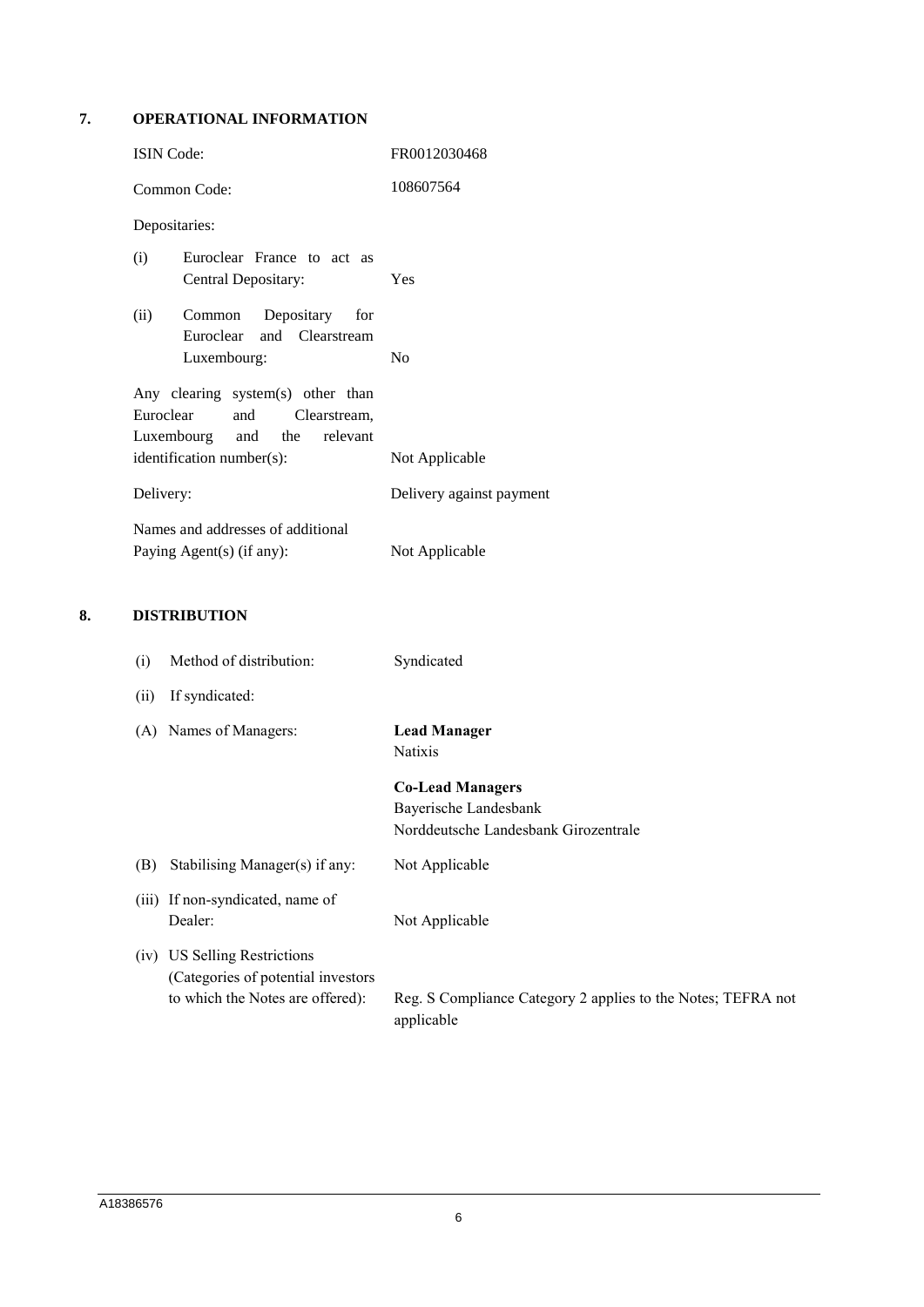## 7. OPERATIONAL INFORMATION

| | |
|---|---|
| ISIN Code: | FR0012030468 |
| Common Code: | 108607564 |
| Depositaries: | |
| (i) Euroclear France to act as Central Depositary: | Yes |
| (ii) Common Depositary for Euroclear and Clearstream Luxembourg: | No |
| Any clearing system(s) other than Euroclear and Clearstream, Luxembourg and the relevant identification number(s): | Not Applicable |
| Delivery: | Delivery against payment |
| Names and addresses of additional Paying Agent(s) (if any): | Not Applicable |

## 8. DISTRIBUTION

| | |
|---|---|
| (i) Method of distribution: | Syndicated |
| (ii) If syndicated: | |
| (A) Names of Managers: | **Lead Manager**<br>Natixis<br><br>**Co-Lead Managers**<br>Bayerische Landesbank<br>Norddeutsche Landesbank Girozentrale |
| (B) Stabilising Manager(s) if any: | Not Applicable |
| (iii) If non-syndicated, name of Dealer: | Not Applicable |
| (iv) US Selling Restrictions (Categories of potential investors to which the Notes are offered): | Reg. S Compliance Category 2 applies to the Notes; TEFRA not applicable |

A18386576